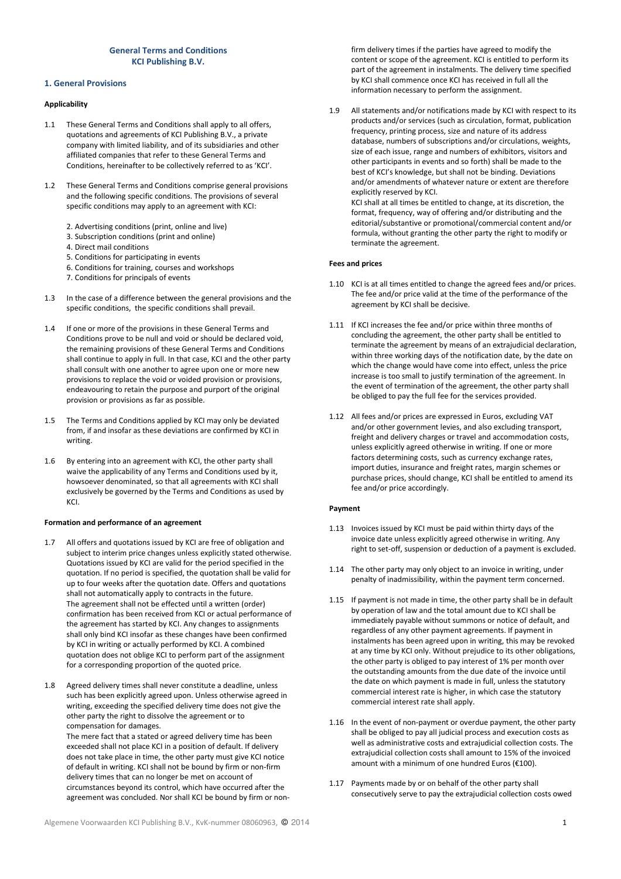# General Terms and Conditions
# KCI Publishing B.V.

## 1. General Provisions

### Applicability

1.1 These General Terms and Conditions shall apply to all offers, quotations and agreements of KCI Publishing B.V., a private company with limited liability, and of its subsidiaries and other affiliated companies that refer to these General Terms and Conditions, hereinafter to be collectively referred to as 'KCI'.

1.2 These General Terms and Conditions comprise general provisions and the following specific conditions. The provisions of several specific conditions may apply to an agreement with KCI:

2. Advertising conditions (print, online and live)
3. Subscription conditions (print and online)
4. Direct mail conditions
5. Conditions for participating in events
6. Conditions for training, courses and workshops
7. Conditions for principals of events

1.3 In the case of a difference between the general provisions and the specific conditions, the specific conditions shall prevail.

1.4 If one or more of the provisions in these General Terms and Conditions prove to be null and void or should be declared void, the remaining provisions of these General Terms and Conditions shall continue to apply in full. In that case, KCI and the other party shall consult with one another to agree upon one or more new provisions to replace the void or voided provision or provisions, endeavouring to retain the purpose and purport of the original provision or provisions as far as possible.

1.5 The Terms and Conditions applied by KCI may only be deviated from, if and insofar as these deviations are confirmed by KCI in writing.

1.6 By entering into an agreement with KCI, the other party shall waive the applicability of any Terms and Conditions used by it, howsoever denominated, so that all agreements with KCI shall exclusively be governed by the Terms and Conditions as used by KCI.

### Formation and performance of an agreement

1.7 All offers and quotations issued by KCI are free of obligation and subject to interim price changes unless explicitly stated otherwise. Quotations issued by KCI are valid for the period specified in the quotation. If no period is specified, the quotation shall be valid for up to four weeks after the quotation date. Offers and quotations shall not automatically apply to contracts in the future.
The agreement shall not be effected until a written (order) confirmation has been received from KCI or actual performance of the agreement has started by KCI. Any changes to assignments shall only bind KCI insofar as these changes have been confirmed by KCI in writing or actually performed by KCI. A combined quotation does not oblige KCI to perform part of the assignment for a corresponding proportion of the quoted price.

1.8 Agreed delivery times shall never constitute a deadline, unless such has been explicitly agreed upon. Unless otherwise agreed in writing, exceeding the specified delivery time does not give the other party the right to dissolve the agreement or to compensation for damages.
The mere fact that a stated or agreed delivery time has been exceeded shall not place KCI in a position of default. If delivery does not take place in time, the other party must give KCI notice of default in writing. KCI shall not be bound by firm or non-firm delivery times that can no longer be met on account of circumstances beyond its control, which have occurred after the agreement was concluded. Nor shall KCI be bound by firm or non-firm delivery times if the parties have agreed to modify the content or scope of the agreement. KCI is entitled to perform its part of the agreement in instalments. The delivery time specified by KCI shall commence once KCI has received in full all the information necessary to perform the assignment.

1.9 All statements and/or notifications made by KCI with respect to its products and/or services (such as circulation, format, publication frequency, printing process, size and nature of its address database, numbers of subscriptions and/or circulations, weights, size of each issue, range and numbers of exhibitors, visitors and other participants in events and so forth) shall be made to the best of KCI's knowledge, but shall not be binding. Deviations and/or amendments of whatever nature or extent are therefore explicitly reserved by KCI.
KCI shall at all times be entitled to change, at its discretion, the format, frequency, way of offering and/or distributing and the editorial/substantive or promotional/commercial content and/or formula, without granting the other party the right to modify or terminate the agreement.

### Fees and prices

1.10 KCI is at all times entitled to change the agreed fees and/or prices. The fee and/or price valid at the time of the performance of the agreement by KCI shall be decisive.

1.11 If KCI increases the fee and/or price within three months of concluding the agreement, the other party shall be entitled to terminate the agreement by means of an extrajudicial declaration, within three working days of the notification date, by the date on which the change would have come into effect, unless the price increase is too small to justify termination of the agreement. In the event of termination of the agreement, the other party shall be obliged to pay the full fee for the services provided.

1.12 All fees and/or prices are expressed in Euros, excluding VAT and/or other government levies, and also excluding transport, freight and delivery charges or travel and accommodation costs, unless explicitly agreed otherwise in writing. If one or more factors determining costs, such as currency exchange rates, import duties, insurance and freight rates, margin schemes or purchase prices, should change, KCI shall be entitled to amend its fee and/or price accordingly.

### Payment

1.13 Invoices issued by KCI must be paid within thirty days of the invoice date unless explicitly agreed otherwise in writing. Any right to set-off, suspension or deduction of a payment is excluded.

1.14 The other party may only object to an invoice in writing, under penalty of inadmissibility, within the payment term concerned.

1.15 If payment is not made in time, the other party shall be in default by operation of law and the total amount due to KCI shall be immediately payable without summons or notice of default, and regardless of any other payment agreements. If payment in instalments has been agreed upon in writing, this may be revoked at any time by KCI only. Without prejudice to its other obligations, the other party is obliged to pay interest of 1% per month over the outstanding amounts from the due date of the invoice until the date on which payment is made in full, unless the statutory commercial interest rate is higher, in which case the statutory commercial interest rate shall apply.

1.16 In the event of non-payment or overdue payment, the other party shall be obliged to pay all judicial process and execution costs as well as administrative costs and extrajudicial collection costs. The extrajudicial collection costs shall amount to 15% of the invoiced amount with a minimum of one hundred Euros (€100).

1.17 Payments made by or on behalf of the other party shall consecutively serve to pay the extrajudicial collection costs owed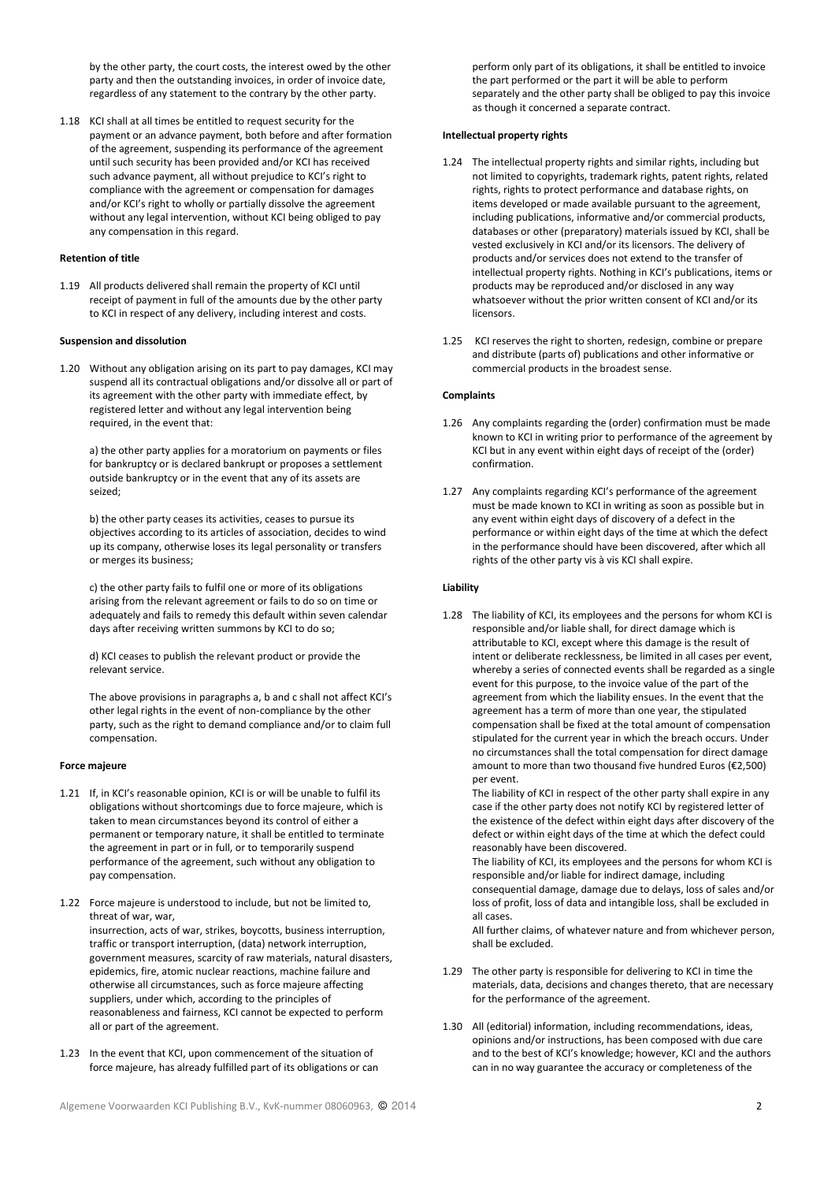by the other party, the court costs, the interest owed by the other party and then the outstanding invoices, in order of invoice date, regardless of any statement to the contrary by the other party.

1.18 KCI shall at all times be entitled to request security for the payment or an advance payment, both before and after formation of the agreement, suspending its performance of the agreement until such security has been provided and/or KCI has received such advance payment, all without prejudice to KCI's right to compliance with the agreement or compensation for damages and/or KCI's right to wholly or partially dissolve the agreement without any legal intervention, without KCI being obliged to pay any compensation in this regard.

**Retention of title**

1.19 All products delivered shall remain the property of KCI until receipt of payment in full of the amounts due by the other party to KCI in respect of any delivery, including interest and costs.

**Suspension and dissolution**

1.20 Without any obligation arising on its part to pay damages, KCI may suspend all its contractual obligations and/or dissolve all or part of its agreement with the other party with immediate effect, by registered letter and without any legal intervention being required, in the event that:

a) the other party applies for a moratorium on payments or files for bankruptcy or is declared bankrupt or proposes a settlement outside bankruptcy or in the event that any of its assets are seized;

b) the other party ceases its activities, ceases to pursue its objectives according to its articles of association, decides to wind up its company, otherwise loses its legal personality or transfers or merges its business;

c) the other party fails to fulfil one or more of its obligations arising from the relevant agreement or fails to do so on time or adequately and fails to remedy this default within seven calendar days after receiving written summons by KCI to do so;

d) KCI ceases to publish the relevant product or provide the relevant service.

The above provisions in paragraphs a, b and c shall not affect KCI's other legal rights in the event of non-compliance by the other party, such as the right to demand compliance and/or to claim full compensation.

**Force majeure**

1.21 If, in KCI's reasonable opinion, KCI is or will be unable to fulfil its obligations without shortcomings due to force majeure, which is taken to mean circumstances beyond its control of either a permanent or temporary nature, it shall be entitled to terminate the agreement in part or in full, or to temporarily suspend performance of the agreement, such without any obligation to pay compensation.

1.22 Force majeure is understood to include, but not be limited to, threat of war, war, insurrection, acts of war, strikes, boycotts, business interruption, traffic or transport interruption, (data) network interruption, government measures, scarcity of raw materials, natural disasters, epidemics, fire, atomic nuclear reactions, machine failure and otherwise all circumstances, such as force majeure affecting suppliers, under which, according to the principles of reasonableness and fairness, KCI cannot be expected to perform all or part of the agreement.

1.23 In the event that KCI, upon commencement of the situation of force majeure, has already fulfilled part of its obligations or can perform only part of its obligations, it shall be entitled to invoice the part performed or the part it will be able to perform separately and the other party shall be obliged to pay this invoice as though it concerned a separate contract.

**Intellectual property rights**

1.24 The intellectual property rights and similar rights, including but not limited to copyrights, trademark rights, patent rights, related rights, rights to protect performance and database rights, on items developed or made available pursuant to the agreement, including publications, informative and/or commercial products, databases or other (preparatory) materials issued by KCI, shall be vested exclusively in KCI and/or its licensors. The delivery of products and/or services does not extend to the transfer of intellectual property rights. Nothing in KCI's publications, items or products may be reproduced and/or disclosed in any way whatsoever without the prior written consent of KCI and/or its licensors.

1.25 KCI reserves the right to shorten, redesign, combine or prepare and distribute (parts of) publications and other informative or commercial products in the broadest sense.

**Complaints**

1.26 Any complaints regarding the (order) confirmation must be made known to KCI in writing prior to performance of the agreement by KCI but in any event within eight days of receipt of the (order) confirmation.

1.27 Any complaints regarding KCI's performance of the agreement must be made known to KCI in writing as soon as possible but in any event within eight days of discovery of a defect in the performance or within eight days of the time at which the defect in the performance should have been discovered, after which all rights of the other party vis à vis KCI shall expire.

**Liability**

1.28 The liability of KCI, its employees and the persons for whom KCI is responsible and/or liable shall, for direct damage which is attributable to KCI, except where this damage is the result of intent or deliberate recklessness, be limited in all cases per event, whereby a series of connected events shall be regarded as a single event for this purpose, to the invoice value of the part of the agreement from which the liability ensues. In the event that the agreement has a term of more than one year, the stipulated compensation shall be fixed at the total amount of compensation stipulated for the current year in which the breach occurs. Under no circumstances shall the total compensation for direct damage amount to more than two thousand five hundred Euros (€2,500) per event.

The liability of KCI in respect of the other party shall expire in any case if the other party does not notify KCI by registered letter of the existence of the defect within eight days after discovery of the defect or within eight days of the time at which the defect could reasonably have been discovered.

The liability of KCI, its employees and the persons for whom KCI is responsible and/or liable for indirect damage, including consequential damage, damage due to delays, loss of sales and/or loss of profit, loss of data and intangible loss, shall be excluded in all cases.

All further claims, of whatever nature and from whichever person, shall be excluded.

1.29 The other party is responsible for delivering to KCI in time the materials, data, decisions and changes thereto, that are necessary for the performance of the agreement.

1.30 All (editorial) information, including recommendations, ideas, opinions and/or instructions, has been composed with due care and to the best of KCI's knowledge; however, KCI and the authors can in no way guarantee the accuracy or completeness of the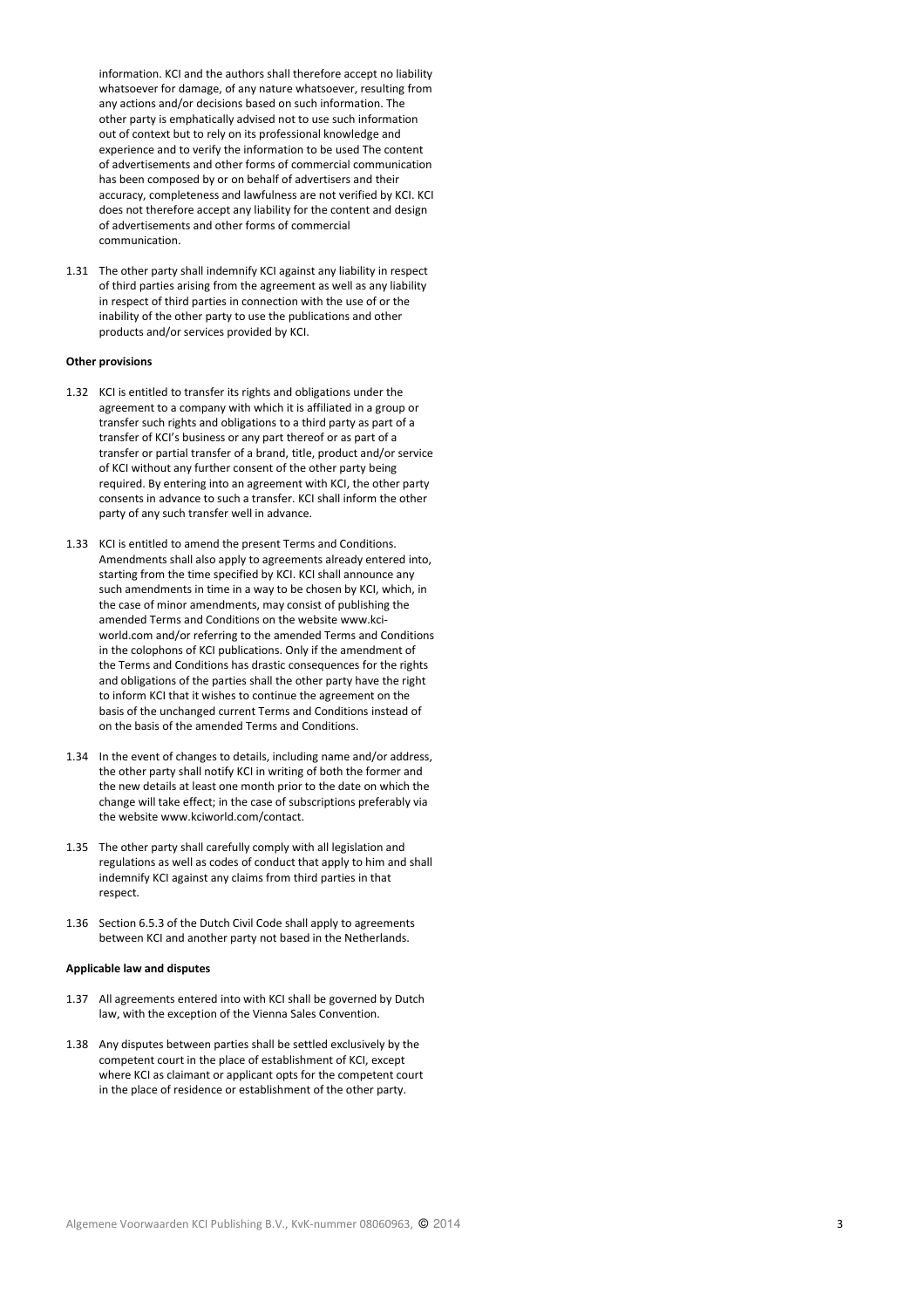information. KCI and the authors shall therefore accept no liability whatsoever for damage, of any nature whatsoever, resulting from any actions and/or decisions based on such information. The other party is emphatically advised not to use such information out of context but to rely on its professional knowledge and experience and to verify the information to be used The content of advertisements and other forms of commercial communication has been composed by or on behalf of advertisers and their accuracy, completeness and lawfulness are not verified by KCI. KCI does not therefore accept any liability for the content and design of advertisements and other forms of commercial communication.

1.31 The other party shall indemnify KCI against any liability in respect of third parties arising from the agreement as well as any liability in respect of third parties in connection with the use of or the inability of the other party to use the publications and other products and/or services provided by KCI.

**Other provisions**

1.32 KCI is entitled to transfer its rights and obligations under the agreement to a company with which it is affiliated in a group or transfer such rights and obligations to a third party as part of a transfer of KCI's business or any part thereof or as part of a transfer or partial transfer of a brand, title, product and/or service of KCI without any further consent of the other party being required. By entering into an agreement with KCI, the other party consents in advance to such a transfer. KCI shall inform the other party of any such transfer well in advance.

1.33 KCI is entitled to amend the present Terms and Conditions. Amendments shall also apply to agreements already entered into, starting from the time specified by KCI. KCI shall announce any such amendments in time in a way to be chosen by KCI, which, in the case of minor amendments, may consist of publishing the amended Terms and Conditions on the website www.kci-world.com and/or referring to the amended Terms and Conditions in the colophons of KCI publications. Only if the amendment of the Terms and Conditions has drastic consequences for the rights and obligations of the parties shall the other party have the right to inform KCI that it wishes to continue the agreement on the basis of the unchanged current Terms and Conditions instead of on the basis of the amended Terms and Conditions.

1.34 In the event of changes to details, including name and/or address, the other party shall notify KCI in writing of both the former and the new details at least one month prior to the date on which the change will take effect; in the case of subscriptions preferably via the website www.kciworld.com/contact.

1.35 The other party shall carefully comply with all legislation and regulations as well as codes of conduct that apply to him and shall indemnify KCI against any claims from third parties in that respect.

1.36 Section 6.5.3 of the Dutch Civil Code shall apply to agreements between KCI and another party not based in the Netherlands.

**Applicable law and disputes**

1.37 All agreements entered into with KCI shall be governed by Dutch law, with the exception of the Vienna Sales Convention.

1.38 Any disputes between parties shall be settled exclusively by the competent court in the place of establishment of KCI, except where KCI as claimant or applicant opts for the competent court in the place of residence or establishment of the other party.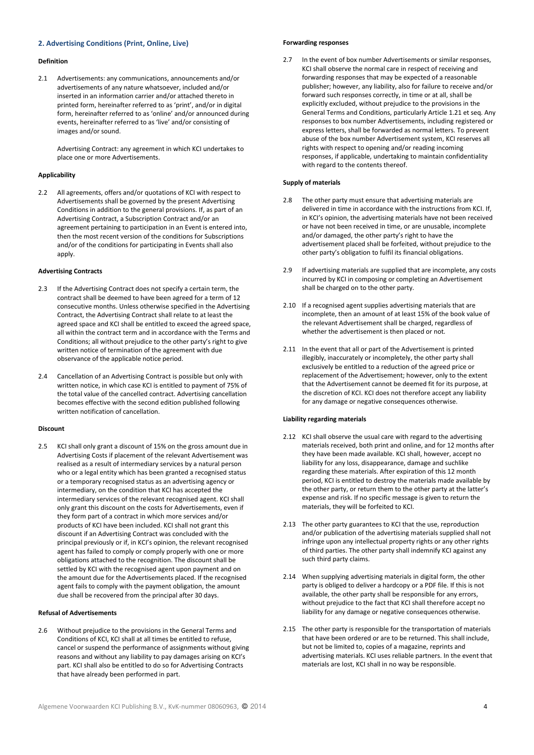## 2. Advertising Conditions (Print, Online, Live)

**Definition**

2.1 Advertisements: any communications, announcements and/or advertisements of any nature whatsoever, included and/or inserted in an information carrier and/or attached thereto in printed form, hereinafter referred to as 'print', and/or in digital form, hereinafter referred to as 'online' and/or announced during events, hereinafter referred to as 'live' and/or consisting of images and/or sound.

Advertising Contract: any agreement in which KCI undertakes to place one or more Advertisements.

**Applicability**

2.2 All agreements, offers and/or quotations of KCI with respect to Advertisements shall be governed by the present Advertising Conditions in addition to the general provisions. If, as part of an Advertising Contract, a Subscription Contract and/or an agreement pertaining to participation in an Event is entered into, then the most recent version of the conditions for Subscriptions and/or of the conditions for participating in Events shall also apply.

**Advertising Contracts**

2.3 If the Advertising Contract does not specify a certain term, the contract shall be deemed to have been agreed for a term of 12 consecutive months. Unless otherwise specified in the Advertising Contract, the Advertising Contract shall relate to at least the agreed space and KCI shall be entitled to exceed the agreed space, all within the contract term and in accordance with the Terms and Conditions; all without prejudice to the other party's right to give written notice of termination of the agreement with due observance of the applicable notice period.

2.4 Cancellation of an Advertising Contract is possible but only with written notice, in which case KCI is entitled to payment of 75% of the total value of the cancelled contract. Advertising cancellation becomes effective with the second edition published following written notification of cancellation.

**Discount**

2.5 KCI shall only grant a discount of 15% on the gross amount due in Advertising Costs if placement of the relevant Advertisement was realised as a result of intermediary services by a natural person who or a legal entity which has been granted a recognised status or a temporary recognised status as an advertising agency or intermediary, on the condition that KCI has accepted the intermediary services of the relevant recognised agent. KCI shall only grant this discount on the costs for Advertisements, even if they form part of a contract in which more services and/or products of KCI have been included. KCI shall not grant this discount if an Advertising Contract was concluded with the principal previously or if, in KCI's opinion, the relevant recognised agent has failed to comply or comply properly with one or more obligations attached to the recognition. The discount shall be settled by KCI with the recognised agent upon payment and on the amount due for the Advertisements placed. If the recognised agent fails to comply with the payment obligation, the amount due shall be recovered from the principal after 30 days.

**Refusal of Advertisements**

2.6 Without prejudice to the provisions in the General Terms and Conditions of KCI, KCI shall at all times be entitled to refuse, cancel or suspend the performance of assignments without giving reasons and without any liability to pay damages arising on KCI's part. KCI shall also be entitled to do so for Advertising Contracts that have already been performed in part.

**Forwarding responses**

2.7 In the event of box number Advertisements or similar responses, KCI shall observe the normal care in respect of receiving and forwarding responses that may be expected of a reasonable publisher; however, any liability, also for failure to receive and/or forward such responses correctly, in time or at all, shall be explicitly excluded, without prejudice to the provisions in the General Terms and Conditions, particularly Article 1.21 et seq. Any responses to box number Advertisements, including registered or express letters, shall be forwarded as normal letters. To prevent abuse of the box number Advertisement system, KCI reserves all rights with respect to opening and/or reading incoming responses, if applicable, undertaking to maintain confidentiality with regard to the contents thereof.

**Supply of materials**

2.8 The other party must ensure that advertising materials are delivered in time in accordance with the instructions from KCI. If, in KCI's opinion, the advertising materials have not been received or have not been received in time, or are unusable, incomplete and/or damaged, the other party's right to have the advertisement placed shall be forfeited, without prejudice to the other party's obligation to fulfil its financial obligations.

2.9 If advertising materials are supplied that are incomplete, any costs incurred by KCI in composing or completing an Advertisement shall be charged on to the other party.

2.10 If a recognised agent supplies advertising materials that are incomplete, then an amount of at least 15% of the book value of the relevant Advertisement shall be charged, regardless of whether the advertisement is then placed or not.

2.11 In the event that all or part of the Advertisement is printed illegibly, inaccurately or incompletely, the other party shall exclusively be entitled to a reduction of the agreed price or replacement of the Advertisement; however, only to the extent that the Advertisement cannot be deemed fit for its purpose, at the discretion of KCI. KCI does not therefore accept any liability for any damage or negative consequences otherwise.

**Liability regarding materials**

2.12 KCI shall observe the usual care with regard to the advertising materials received, both print and online, and for 12 months after they have been made available. KCI shall, however, accept no liability for any loss, disappearance, damage and suchlike regarding these materials. After expiration of this 12 month period, KCI is entitled to destroy the materials made available by the other party, or return them to the other party at the latter's expense and risk. If no specific message is given to return the materials, they will be forfeited to KCI.

2.13 The other party guarantees to KCI that the use, reproduction and/or publication of the advertising materials supplied shall not infringe upon any intellectual property rights or any other rights of third parties. The other party shall indemnify KCI against any such third party claims.

2.14 When supplying advertising materials in digital form, the other party is obliged to deliver a hardcopy or a PDF file. If this is not available, the other party shall be responsible for any errors, without prejudice to the fact that KCI shall therefore accept no liability for any damage or negative consequences otherwise.

2.15 The other party is responsible for the transportation of materials that have been ordered or are to be returned. This shall include, but not be limited to, copies of a magazine, reprints and advertising materials. KCI uses reliable partners. In the event that materials are lost, KCI shall in no way be responsible.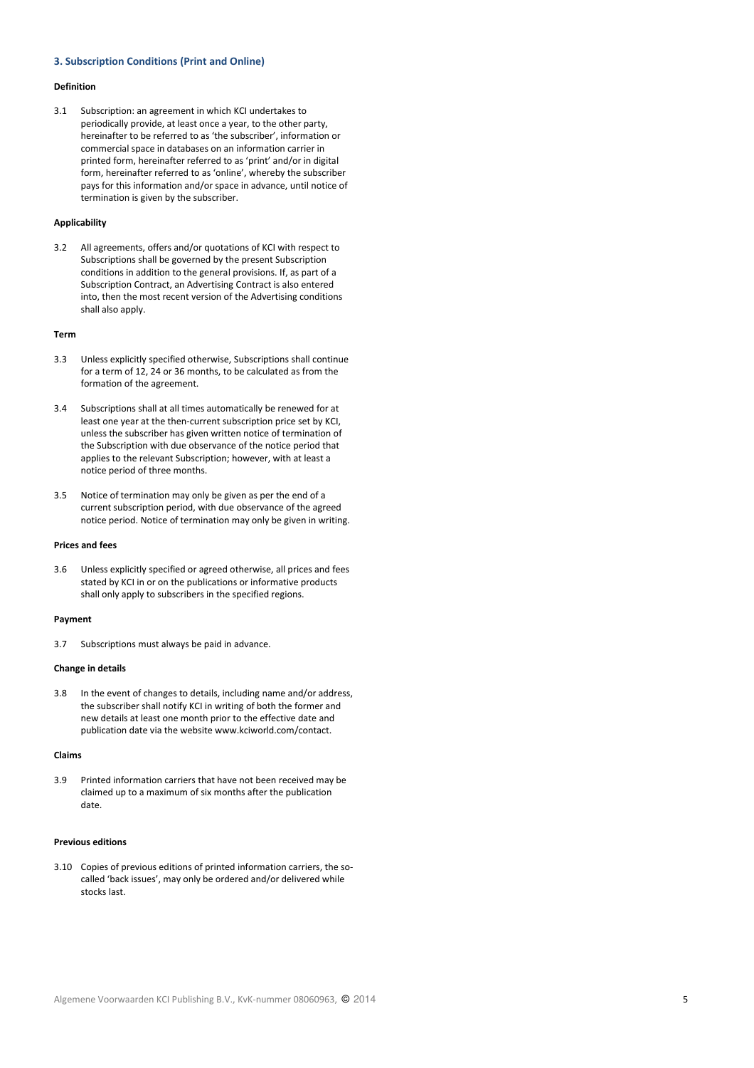## 3. Subscription Conditions (Print and Online)

**Definition**

3.1 Subscription: an agreement in which KCI undertakes to periodically provide, at least once a year, to the other party, hereinafter to be referred to as 'the subscriber', information or commercial space in databases on an information carrier in printed form, hereinafter referred to as 'print' and/or in digital form, hereinafter referred to as 'online', whereby the subscriber pays for this information and/or space in advance, until notice of termination is given by the subscriber.

**Applicability**

3.2 All agreements, offers and/or quotations of KCI with respect to Subscriptions shall be governed by the present Subscription conditions in addition to the general provisions. If, as part of a Subscription Contract, an Advertising Contract is also entered into, then the most recent version of the Advertising conditions shall also apply.

**Term**

3.3 Unless explicitly specified otherwise, Subscriptions shall continue for a term of 12, 24 or 36 months, to be calculated as from the formation of the agreement.

3.4 Subscriptions shall at all times automatically be renewed for at least one year at the then-current subscription price set by KCI, unless the subscriber has given written notice of termination of the Subscription with due observance of the notice period that applies to the relevant Subscription; however, with at least a notice period of three months.

3.5 Notice of termination may only be given as per the end of a current subscription period, with due observance of the agreed notice period. Notice of termination may only be given in writing.

**Prices and fees**

3.6 Unless explicitly specified or agreed otherwise, all prices and fees stated by KCI in or on the publications or informative products shall only apply to subscribers in the specified regions.

**Payment**

3.7 Subscriptions must always be paid in advance.

**Change in details**

3.8 In the event of changes to details, including name and/or address, the subscriber shall notify KCI in writing of both the former and new details at least one month prior to the effective date and publication date via the website www.kciworld.com/contact.

**Claims**

3.9 Printed information carriers that have not been received may be claimed up to a maximum of six months after the publication date.

**Previous editions**

3.10 Copies of previous editions of printed information carriers, the so-called 'back issues', may only be ordered and/or delivered while stocks last.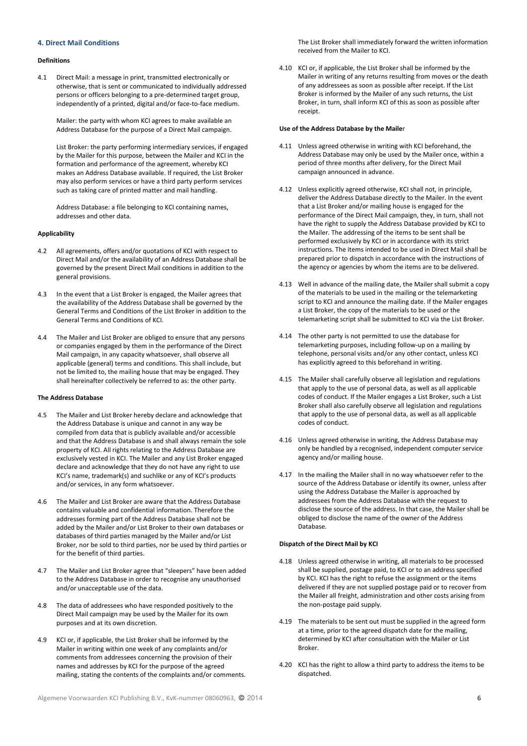## 4. Direct Mail Conditions

**Definitions**

4.1 Direct Mail: a message in print, transmitted electronically or otherwise, that is sent or communicated to individually addressed persons or officers belonging to a pre-determined target group, independently of a printed, digital and/or face-to-face medium.

Mailer: the party with whom KCI agrees to make available an Address Database for the purpose of a Direct Mail campaign.

List Broker: the party performing intermediary services, if engaged by the Mailer for this purpose, between the Mailer and KCI in the formation and performance of the agreement, whereby KCI makes an Address Database available. If required, the List Broker may also perform services or have a third party perform services such as taking care of printed matter and mail handling.

Address Database: a file belonging to KCI containing names, addresses and other data.

**Applicability**

4.2 All agreements, offers and/or quotations of KCI with respect to Direct Mail and/or the availability of an Address Database shall be governed by the present Direct Mail conditions in addition to the general provisions.

4.3 In the event that a List Broker is engaged, the Mailer agrees that the availability of the Address Database shall be governed by the General Terms and Conditions of the List Broker in addition to the General Terms and Conditions of KCI.

4.4 The Mailer and List Broker are obliged to ensure that any persons or companies engaged by them in the performance of the Direct Mail campaign, in any capacity whatsoever, shall observe all applicable (general) terms and conditions. This shall include, but not be limited to, the mailing house that may be engaged. They shall hereinafter collectively be referred to as: the other party.

**The Address Database**

4.5 The Mailer and List Broker hereby declare and acknowledge that the Address Database is unique and cannot in any way be compiled from data that is publicly available and/or accessible and that the Address Database is and shall always remain the sole property of KCI. All rights relating to the Address Database are exclusively vested in KCI. The Mailer and any List Broker engaged declare and acknowledge that they do not have any right to use KCI's name, trademark(s) and suchlike or any of KCI's products and/or services, in any form whatsoever.

4.6 The Mailer and List Broker are aware that the Address Database contains valuable and confidential information. Therefore the addresses forming part of the Address Database shall not be added by the Mailer and/or List Broker to their own databases or databases of third parties managed by the Mailer and/or List Broker, nor be sold to third parties, nor be used by third parties or for the benefit of third parties.

4.7 The Mailer and List Broker agree that "sleepers" have been added to the Address Database in order to recognise any unauthorised and/or unacceptable use of the data.

4.8 The data of addressees who have responded positively to the Direct Mail campaign may be used by the Mailer for its own purposes and at its own discretion.

4.9 KCI or, if applicable, the List Broker shall be informed by the Mailer in writing within one week of any complaints and/or comments from addressees concerning the provision of their names and addresses by KCI for the purpose of the agreed mailing, stating the contents of the complaints and/or comments. The List Broker shall immediately forward the written information received from the Mailer to KCI.

4.10 KCI or, if applicable, the List Broker shall be informed by the Mailer in writing of any returns resulting from moves or the death of any addressees as soon as possible after receipt. If the List Broker is informed by the Mailer of any such returns, the List Broker, in turn, shall inform KCI of this as soon as possible after receipt.

**Use of the Address Database by the Mailer**

4.11 Unless agreed otherwise in writing with KCI beforehand, the Address Database may only be used by the Mailer once, within a period of three months after delivery, for the Direct Mail campaign announced in advance.

4.12 Unless explicitly agreed otherwise, KCI shall not, in principle, deliver the Address Database directly to the Mailer. In the event that a List Broker and/or mailing house is engaged for the performance of the Direct Mail campaign, they, in turn, shall not have the right to supply the Address Database provided by KCI to the Mailer. The addressing of the items to be sent shall be performed exclusively by KCI or in accordance with its strict instructions. The items intended to be used in Direct Mail shall be prepared prior to dispatch in accordance with the instructions of the agency or agencies by whom the items are to be delivered.

4.13 Well in advance of the mailing date, the Mailer shall submit a copy of the materials to be used in the mailing or the telemarketing script to KCI and announce the mailing date. If the Mailer engages a List Broker, the copy of the materials to be used or the telemarketing script shall be submitted to KCI via the List Broker.

4.14 The other party is not permitted to use the database for telemarketing purposes, including follow-up on a mailing by telephone, personal visits and/or any other contact, unless KCI has explicitly agreed to this beforehand in writing.

4.15 The Mailer shall carefully observe all legislation and regulations that apply to the use of personal data, as well as all applicable codes of conduct. If the Mailer engages a List Broker, such a List Broker shall also carefully observe all legislation and regulations that apply to the use of personal data, as well as all applicable codes of conduct.

4.16 Unless agreed otherwise in writing, the Address Database may only be handled by a recognised, independent computer service agency and/or mailing house.

4.17 In the mailing the Mailer shall in no way whatsoever refer to the source of the Address Database or identify its owner, unless after using the Address Database the Mailer is approached by addressees from the Address Database with the request to disclose the source of the address. In that case, the Mailer shall be obliged to disclose the name of the owner of the Address Database.

**Dispatch of the Direct Mail by KCI**

4.18 Unless agreed otherwise in writing, all materials to be processed shall be supplied, postage paid, to KCI or to an address specified by KCI. KCI has the right to refuse the assignment or the items delivered if they are not supplied postage paid or to recover from the Mailer all freight, administration and other costs arising from the non-postage paid supply.

4.19 The materials to be sent out must be supplied in the agreed form at a time, prior to the agreed dispatch date for the mailing, determined by KCI after consultation with the Mailer or List Broker.

4.20 KCI has the right to allow a third party to address the items to be dispatched.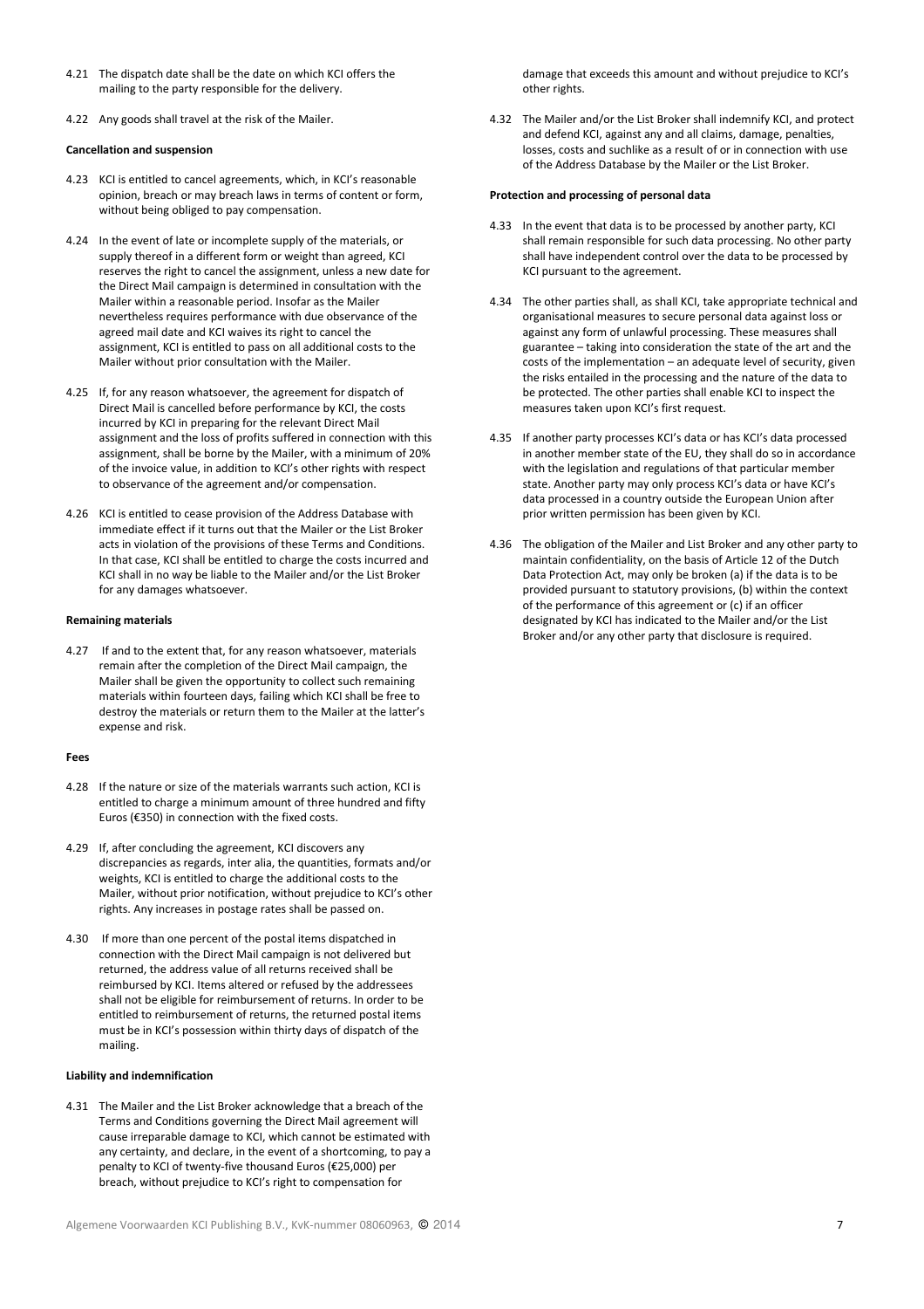4.21 The dispatch date shall be the date on which KCI offers the mailing to the party responsible for the delivery.

4.22 Any goods shall travel at the risk of the Mailer.

**Cancellation and suspension**

4.23 KCI is entitled to cancel agreements, which, in KCI's reasonable opinion, breach or may breach laws in terms of content or form, without being obliged to pay compensation.

4.24 In the event of late or incomplete supply of the materials, or supply thereof in a different form or weight than agreed, KCI reserves the right to cancel the assignment, unless a new date for the Direct Mail campaign is determined in consultation with the Mailer within a reasonable period. Insofar as the Mailer nevertheless requires performance with due observance of the agreed mail date and KCI waives its right to cancel the assignment, KCI is entitled to pass on all additional costs to the Mailer without prior consultation with the Mailer.

4.25 If, for any reason whatsoever, the agreement for dispatch of Direct Mail is cancelled before performance by KCI, the costs incurred by KCI in preparing for the relevant Direct Mail assignment and the loss of profits suffered in connection with this assignment, shall be borne by the Mailer, with a minimum of 20% of the invoice value, in addition to KCI's other rights with respect to observance of the agreement and/or compensation.

4.26 KCI is entitled to cease provision of the Address Database with immediate effect if it turns out that the Mailer or the List Broker acts in violation of the provisions of these Terms and Conditions. In that case, KCI shall be entitled to charge the costs incurred and KCI shall in no way be liable to the Mailer and/or the List Broker for any damages whatsoever.

**Remaining materials**

4.27 If and to the extent that, for any reason whatsoever, materials remain after the completion of the Direct Mail campaign, the Mailer shall be given the opportunity to collect such remaining materials within fourteen days, failing which KCI shall be free to destroy the materials or return them to the Mailer at the latter's expense and risk.

**Fees**

4.28 If the nature or size of the materials warrants such action, KCI is entitled to charge a minimum amount of three hundred and fifty Euros (€350) in connection with the fixed costs.

4.29 If, after concluding the agreement, KCI discovers any discrepancies as regards, inter alia, the quantities, formats and/or weights, KCI is entitled to charge the additional costs to the Mailer, without prior notification, without prejudice to KCI's other rights. Any increases in postage rates shall be passed on.

4.30 If more than one percent of the postal items dispatched in connection with the Direct Mail campaign is not delivered but returned, the address value of all returns received shall be reimbursed by KCI. Items altered or refused by the addressees shall not be eligible for reimbursement of returns. In order to be entitled to reimbursement of returns, the returned postal items must be in KCI's possession within thirty days of dispatch of the mailing.

**Liability and indemnification**

4.31 The Mailer and the List Broker acknowledge that a breach of the Terms and Conditions governing the Direct Mail agreement will cause irreparable damage to KCI, which cannot be estimated with any certainty, and declare, in the event of a shortcoming, to pay a penalty to KCI of twenty-five thousand Euros (€25,000) per breach, without prejudice to KCI's right to compensation for damage that exceeds this amount and without prejudice to KCI's other rights.

4.32 The Mailer and/or the List Broker shall indemnify KCI, and protect and defend KCI, against any and all claims, damage, penalties, losses, costs and suchlike as a result of or in connection with use of the Address Database by the Mailer or the List Broker.

**Protection and processing of personal data**

4.33 In the event that data is to be processed by another party, KCI shall remain responsible for such data processing. No other party shall have independent control over the data to be processed by KCI pursuant to the agreement.

4.34 The other parties shall, as shall KCI, take appropriate technical and organisational measures to secure personal data against loss or against any form of unlawful processing. These measures shall guarantee – taking into consideration the state of the art and the costs of the implementation – an adequate level of security, given the risks entailed in the processing and the nature of the data to be protected. The other parties shall enable KCI to inspect the measures taken upon KCI's first request.

4.35 If another party processes KCI's data or has KCI's data processed in another member state of the EU, they shall do so in accordance with the legislation and regulations of that particular member state. Another party may only process KCI's data or have KCI's data processed in a country outside the European Union after prior written permission has been given by KCI.

4.36 The obligation of the Mailer and List Broker and any other party to maintain confidentiality, on the basis of Article 12 of the Dutch Data Protection Act, may only be broken (a) if the data is to be provided pursuant to statutory provisions, (b) within the context of the performance of this agreement or (c) if an officer designated by KCI has indicated to the Mailer and/or the List Broker and/or any other party that disclosure is required.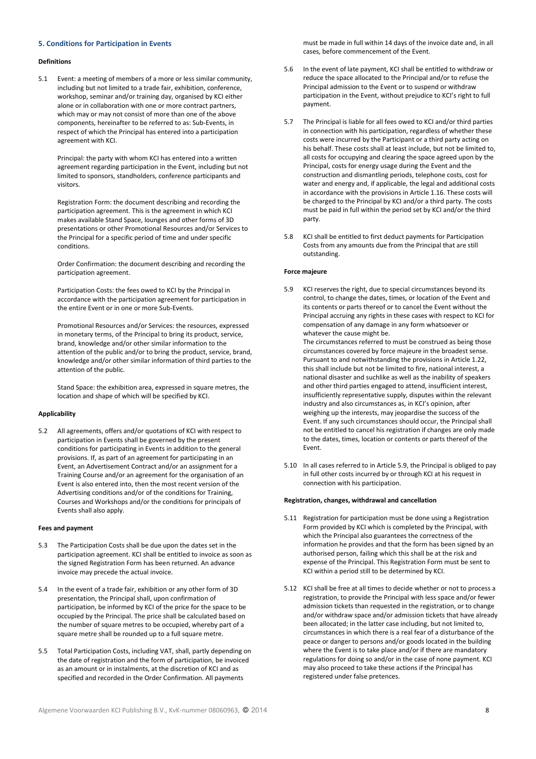## 5. Conditions for Participation in Events

**Definitions**

5.1 Event: a meeting of members of a more or less similar community, including but not limited to a trade fair, exhibition, conference, workshop, seminar and/or training day, organised by KCI either alone or in collaboration with one or more contract partners, which may or may not consist of more than one of the above components, hereinafter to be referred to as: Sub-Events, in respect of which the Principal has entered into a participation agreement with KCI.

Principal: the party with whom KCI has entered into a written agreement regarding participation in the Event, including but not limited to sponsors, standholders, conference participants and visitors.

Registration Form: the document describing and recording the participation agreement. This is the agreement in which KCI makes available Stand Space, lounges and other forms of 3D presentations or other Promotional Resources and/or Services to the Principal for a specific period of time and under specific conditions.

Order Confirmation: the document describing and recording the participation agreement.

Participation Costs: the fees owed to KCI by the Principal in accordance with the participation agreement for participation in the entire Event or in one or more Sub-Events.

Promotional Resources and/or Services: the resources, expressed in monetary terms, of the Principal to bring its product, service, brand, knowledge and/or other similar information to the attention of the public and/or to bring the product, service, brand, knowledge and/or other similar information of third parties to the attention of the public.

Stand Space: the exhibition area, expressed in square metres, the location and shape of which will be specified by KCI.

**Applicability**

5.2 All agreements, offers and/or quotations of KCI with respect to participation in Events shall be governed by the present conditions for participating in Events in addition to the general provisions. If, as part of an agreement for participating in an Event, an Advertisement Contract and/or an assignment for a Training Course and/or an agreement for the organisation of an Event is also entered into, then the most recent version of the Advertising conditions and/or of the conditions for Training, Courses and Workshops and/or the conditions for principals of Events shall also apply.

**Fees and payment**

5.3 The Participation Costs shall be due upon the dates set in the participation agreement. KCI shall be entitled to invoice as soon as the signed Registration Form has been returned. An advance invoice may precede the actual invoice.

5.4 In the event of a trade fair, exhibition or any other form of 3D presentation, the Principal shall, upon confirmation of participation, be informed by KCI of the price for the space to be occupied by the Principal. The price shall be calculated based on the number of square metres to be occupied, whereby part of a square metre shall be rounded up to a full square metre.

5.5 Total Participation Costs, including VAT, shall, partly depending on the date of registration and the form of participation, be invoiced as an amount or in instalments, at the discretion of KCI and as specified and recorded in the Order Confirmation. All payments must be made in full within 14 days of the invoice date and, in all cases, before commencement of the Event.

5.6 In the event of late payment, KCI shall be entitled to withdraw or reduce the space allocated to the Principal and/or to refuse the Principal admission to the Event or to suspend or withdraw participation in the Event, without prejudice to KCI's right to full payment.

5.7 The Principal is liable for all fees owed to KCI and/or third parties in connection with his participation, regardless of whether these costs were incurred by the Participant or a third party acting on his behalf. These costs shall at least include, but not be limited to, all costs for occupying and clearing the space agreed upon by the Principal, costs for energy usage during the Event and the construction and dismantling periods, telephone costs, cost for water and energy and, if applicable, the legal and additional costs in accordance with the provisions in Article 1.16. These costs will be charged to the Principal by KCI and/or a third party. The costs must be paid in full within the period set by KCI and/or the third party.

5.8 KCI shall be entitled to first deduct payments for Participation Costs from any amounts due from the Principal that are still outstanding.

**Force majeure**

5.9 KCI reserves the right, due to special circumstances beyond its control, to change the dates, times, or location of the Event and its contents or parts thereof or to cancel the Event without the Principal accruing any rights in these cases with respect to KCI for compensation of any damage in any form whatsoever or whatever the cause might be.
The circumstances referred to must be construed as being those circumstances covered by force majeure in the broadest sense. Pursuant to and notwithstanding the provisions in Article 1.22, this shall include but not be limited to fire, national interest, a national disaster and suchlike as well as the inability of speakers and other third parties engaged to attend, insufficient interest, insufficiently representative supply, disputes within the relevant industry and also circumstances as, in KCI's opinion, after weighing up the interests, may jeopardise the success of the Event. If any such circumstances should occur, the Principal shall not be entitled to cancel his registration if changes are only made to the dates, times, location or contents or parts thereof of the Event.

5.10 In all cases referred to in Article 5.9, the Principal is obliged to pay in full other costs incurred by or through KCI at his request in connection with his participation.

**Registration, changes, withdrawal and cancellation**

5.11 Registration for participation must be done using a Registration Form provided by KCI which is completed by the Principal, with which the Principal also guarantees the correctness of the information he provides and that the form has been signed by an authorised person, failing which this shall be at the risk and expense of the Principal. This Registration Form must be sent to KCI within a period still to be determined by KCI.

5.12 KCI shall be free at all times to decide whether or not to process a registration, to provide the Principal with less space and/or fewer admission tickets than requested in the registration, or to change and/or withdraw space and/or admission tickets that have already been allocated; in the latter case including, but not limited to, circumstances in which there is a real fear of a disturbance of the peace or danger to persons and/or goods located in the building where the Event is to take place and/or if there are mandatory regulations for doing so and/or in the case of none payment. KCI may also proceed to take these actions if the Principal has registered under false pretences.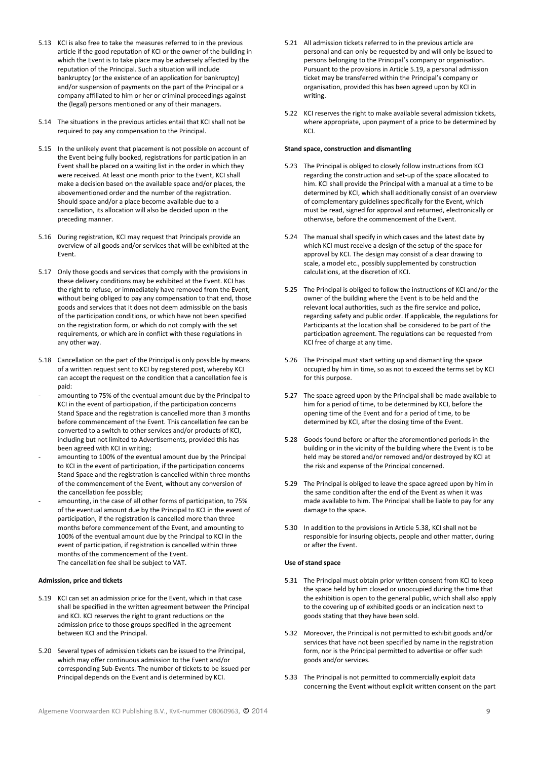5.13 KCI is also free to take the measures referred to in the previous article if the good reputation of KCI or the owner of the building in which the Event is to take place may be adversely affected by the reputation of the Principal. Such a situation will include bankruptcy (or the existence of an application for bankruptcy) and/or suspension of payments on the part of the Principal or a company affiliated to him or her or criminal proceedings against the (legal) persons mentioned or any of their managers.

5.14 The situations in the previous articles entail that KCI shall not be required to pay any compensation to the Principal.

5.15 In the unlikely event that placement is not possible on account of the Event being fully booked, registrations for participation in an Event shall be placed on a waiting list in the order in which they were received. At least one month prior to the Event, KCI shall make a decision based on the available space and/or places, the abovementioned order and the number of the registration. Should space and/or a place become available due to a cancellation, its allocation will also be decided upon in the preceding manner.

5.16 During registration, KCI may request that Principals provide an overview of all goods and/or services that will be exhibited at the Event.

5.17 Only those goods and services that comply with the provisions in these delivery conditions may be exhibited at the Event. KCI has the right to refuse, or immediately have removed from the Event, without being obliged to pay any compensation to that end, those goods and services that it does not deem admissible on the basis of the participation conditions, or which have not been specified on the registration form, or which do not comply with the set requirements, or which are in conflict with these regulations in any other way.

5.18 Cancellation on the part of the Principal is only possible by means of a written request sent to KCI by registered post, whereby KCI can accept the request on the condition that a cancellation fee is paid:

- amounting to 75% of the eventual amount due by the Principal to KCI in the event of participation, if the participation concerns Stand Space and the registration is cancelled more than 3 months before commencement of the Event. This cancellation fee can be converted to a switch to other services and/or products of KCI, including but not limited to Advertisements, provided this has been agreed with KCI in writing;
- amounting to 100% of the eventual amount due by the Principal to KCI in the event of participation, if the participation concerns Stand Space and the registration is cancelled within three months of the commencement of the Event, without any conversion of the cancellation fee possible;
- amounting, in the case of all other forms of participation, to 75% of the eventual amount due by the Principal to KCI in the event of participation, if the registration is cancelled more than three months before commencement of the Event, and amounting to 100% of the eventual amount due by the Principal to KCI in the event of participation, if registration is cancelled within three months of the commencement of the Event.
  The cancellation fee shall be subject to VAT.

**Admission, price and tickets**

5.19 KCI can set an admission price for the Event, which in that case shall be specified in the written agreement between the Principal and KCI. KCI reserves the right to grant reductions on the admission price to those groups specified in the agreement between KCI and the Principal.

5.20 Several types of admission tickets can be issued to the Principal, which may offer continuous admission to the Event and/or corresponding Sub-Events. The number of tickets to be issued per Principal depends on the Event and is determined by KCI.

5.21 All admission tickets referred to in the previous article are personal and can only be requested by and will only be issued to persons belonging to the Principal's company or organisation. Pursuant to the provisions in Article 5.19, a personal admission ticket may be transferred within the Principal's company or organisation, provided this has been agreed upon by KCI in writing.

5.22 KCI reserves the right to make available several admission tickets, where appropriate, upon payment of a price to be determined by KCI.

**Stand space, construction and dismantling**

5.23 The Principal is obliged to closely follow instructions from KCI regarding the construction and set-up of the space allocated to him. KCI shall provide the Principal with a manual at a time to be determined by KCI, which shall additionally consist of an overview of complementary guidelines specifically for the Event, which must be read, signed for approval and returned, electronically or otherwise, before the commencement of the Event.

5.24 The manual shall specify in which cases and the latest date by which KCI must receive a design of the setup of the space for approval by KCI. The design may consist of a clear drawing to scale, a model etc., possibly supplemented by construction calculations, at the discretion of KCI.

5.25 The Principal is obliged to follow the instructions of KCI and/or the owner of the building where the Event is to be held and the relevant local authorities, such as the fire service and police, regarding safety and public order. If applicable, the regulations for Participants at the location shall be considered to be part of the participation agreement. The regulations can be requested from KCI free of charge at any time.

5.26 The Principal must start setting up and dismantling the space occupied by him in time, so as not to exceed the terms set by KCI for this purpose.

5.27 The space agreed upon by the Principal shall be made available to him for a period of time, to be determined by KCI, before the opening time of the Event and for a period of time, to be determined by KCI, after the closing time of the Event.

5.28 Goods found before or after the aforementioned periods in the building or in the vicinity of the building where the Event is to be held may be stored and/or removed and/or destroyed by KCI at the risk and expense of the Principal concerned.

5.29 The Principal is obliged to leave the space agreed upon by him in the same condition after the end of the Event as when it was made available to him. The Principal shall be liable to pay for any damage to the space.

5.30 In addition to the provisions in Article 5.38, KCI shall not be responsible for insuring objects, people and other matter, during or after the Event.

**Use of stand space**

5.31 The Principal must obtain prior written consent from KCI to keep the space held by him closed or unoccupied during the time that the exhibition is open to the general public, which shall also apply to the covering up of exhibited goods or an indication next to goods stating that they have been sold.

5.32 Moreover, the Principal is not permitted to exhibit goods and/or services that have not been specified by name in the registration form, nor is the Principal permitted to advertise or offer such goods and/or services.

5.33 The Principal is not permitted to commercially exploit data concerning the Event without explicit written consent on the part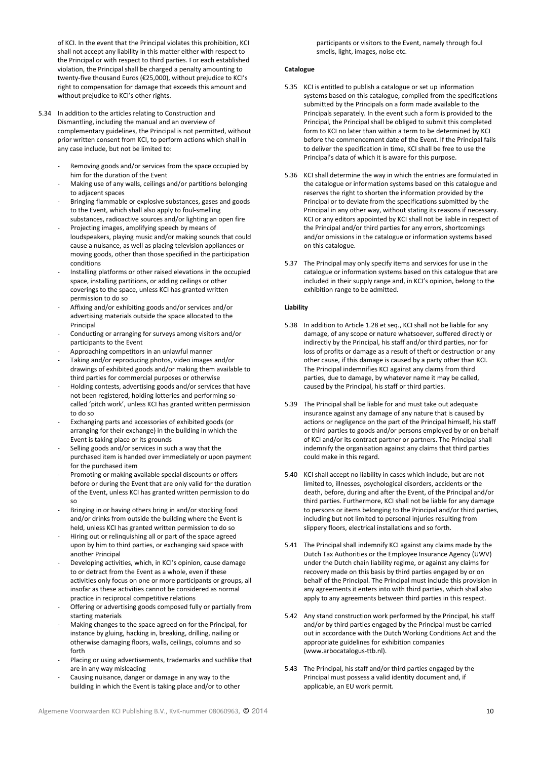of KCI. In the event that the Principal violates this prohibition, KCI shall not accept any liability in this matter either with respect to the Principal or with respect to third parties. For each established violation, the Principal shall be charged a penalty amounting to twenty-five thousand Euros (€25,000), without prejudice to KCI's right to compensation for damage that exceeds this amount and without prejudice to KCI's other rights.

5.34 In addition to the articles relating to Construction and Dismantling, including the manual and an overview of complementary guidelines, the Principal is not permitted, without prior written consent from KCI, to perform actions which shall in any case include, but not be limited to:

- Removing goods and/or services from the space occupied by him for the duration of the Event
- Making use of any walls, ceilings and/or partitions belonging to adjacent spaces
- Bringing flammable or explosive substances, gases and goods to the Event, which shall also apply to foul-smelling substances, radioactive sources and/or lighting an open fire
- Projecting images, amplifying speech by means of loudspeakers, playing music and/or making sounds that could cause a nuisance, as well as placing television appliances or moving goods, other than those specified in the participation conditions
- Installing platforms or other raised elevations in the occupied space, installing partitions, or adding ceilings or other coverings to the space, unless KCI has granted written permission to do so
- Affixing and/or exhibiting goods and/or services and/or advertising materials outside the space allocated to the Principal
- Conducting or arranging for surveys among visitors and/or participants to the Event
- Approaching competitors in an unlawful manner
- Taking and/or reproducing photos, video images and/or drawings of exhibited goods and/or making them available to third parties for commercial purposes or otherwise
- Holding contests, advertising goods and/or services that have not been registered, holding lotteries and performing so-called 'pitch work', unless KCI has granted written permission to do so
- Exchanging parts and accessories of exhibited goods (or arranging for their exchange) in the building in which the Event is taking place or its grounds
- Selling goods and/or services in such a way that the purchased item is handed over immediately or upon payment for the purchased item
- Promoting or making available special discounts or offers before or during the Event that are only valid for the duration of the Event, unless KCI has granted written permission to do so
- Bringing in or having others bring in and/or stocking food and/or drinks from outside the building where the Event is held, unless KCI has granted written permission to do so
- Hiring out or relinquishing all or part of the space agreed upon by him to third parties, or exchanging said space with another Principal
- Developing activities, which, in KCI's opinion, cause damage to or detract from the Event as a whole, even if these activities only focus on one or more participants or groups, all insofar as these activities cannot be considered as normal practice in reciprocal competitive relations
- Offering or advertising goods composed fully or partially from starting materials
- Making changes to the space agreed on for the Principal, for instance by gluing, hacking in, breaking, drilling, nailing or otherwise damaging floors, walls, ceilings, columns and so forth
- Placing or using advertisements, trademarks and suchlike that are in any way misleading
- Causing nuisance, danger or damage in any way to the building in which the Event is taking place and/or to other participants or visitors to the Event, namely through foul smells, light, images, noise etc.

**Catalogue**

5.35 KCI is entitled to publish a catalogue or set up information systems based on this catalogue, compiled from the specifications submitted by the Principals on a form made available to the Principals separately. In the event such a form is provided to the Principal, the Principal shall be obliged to submit this completed form to KCI no later than within a term to be determined by KCI before the commencement date of the Event. If the Principal fails to deliver the specification in time, KCI shall be free to use the Principal's data of which it is aware for this purpose.

5.36 KCI shall determine the way in which the entries are formulated in the catalogue or information systems based on this catalogue and reserves the right to shorten the information provided by the Principal or to deviate from the specifications submitted by the Principal in any other way, without stating its reasons if necessary. KCI or any editors appointed by KCI shall not be liable in respect of the Principal and/or third parties for any errors, shortcomings and/or omissions in the catalogue or information systems based on this catalogue.

5.37 The Principal may only specify items and services for use in the catalogue or information systems based on this catalogue that are included in their supply range and, in KCI's opinion, belong to the exhibition range to be admitted.

**Liability**

5.38 In addition to Article 1.28 et seq., KCI shall not be liable for any damage, of any scope or nature whatsoever, suffered directly or indirectly by the Principal, his staff and/or third parties, nor for loss of profits or damage as a result of theft or destruction or any other cause, if this damage is caused by a party other than KCI. The Principal indemnifies KCI against any claims from third parties, due to damage, by whatever name it may be called, caused by the Principal, his staff or third parties.

5.39 The Principal shall be liable for and must take out adequate insurance against any damage of any nature that is caused by actions or negligence on the part of the Principal himself, his staff or third parties to goods and/or persons employed by or on behalf of KCI and/or its contract partner or partners. The Principal shall indemnify the organisation against any claims that third parties could make in this regard.

5.40 KCI shall accept no liability in cases which include, but are not limited to, illnesses, psychological disorders, accidents or the death, before, during and after the Event, of the Principal and/or third parties. Furthermore, KCI shall not be liable for any damage to persons or items belonging to the Principal and/or third parties, including but not limited to personal injuries resulting from slippery floors, electrical installations and so forth.

5.41 The Principal shall indemnify KCI against any claims made by the Dutch Tax Authorities or the Employee Insurance Agency (UWV) under the Dutch chain liability regime, or against any claims for recovery made on this basis by third parties engaged by or on behalf of the Principal. The Principal must include this provision in any agreements it enters into with third parties, which shall also apply to any agreements between third parties in this respect.

5.42 Any stand construction work performed by the Principal, his staff and/or by third parties engaged by the Principal must be carried out in accordance with the Dutch Working Conditions Act and the appropriate guidelines for exhibition companies (www.arbocatalogus-ttb.nl).

5.43 The Principal, his staff and/or third parties engaged by the Principal must possess a valid identity document and, if applicable, an EU work permit.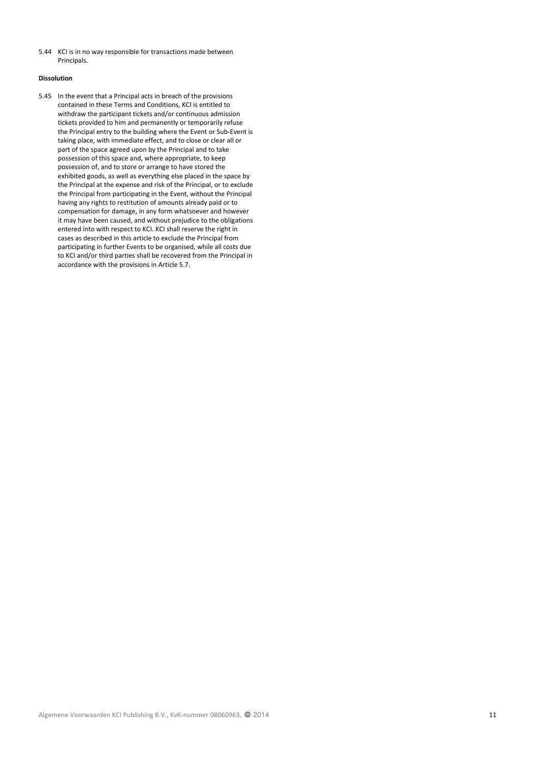5.44 KCI is in no way responsible for transactions made between Principals.

**Dissolution**

5.45 In the event that a Principal acts in breach of the provisions contained in these Terms and Conditions, KCI is entitled to withdraw the participant tickets and/or continuous admission tickets provided to him and permanently or temporarily refuse the Principal entry to the building where the Event or Sub-Event is taking place, with immediate effect, and to close or clear all or part of the space agreed upon by the Principal and to take possession of this space and, where appropriate, to keep possession of, and to store or arrange to have stored the exhibited goods, as well as everything else placed in the space by the Principal at the expense and risk of the Principal, or to exclude the Principal from participating in the Event, without the Principal having any rights to restitution of amounts already paid or to compensation for damage, in any form whatsoever and however it may have been caused, and without prejudice to the obligations entered into with respect to KCI. KCI shall reserve the right in cases as described in this article to exclude the Principal from participating in further Events to be organised, while all costs due to KCI and/or third parties shall be recovered from the Principal in accordance with the provisions in Article 5.7.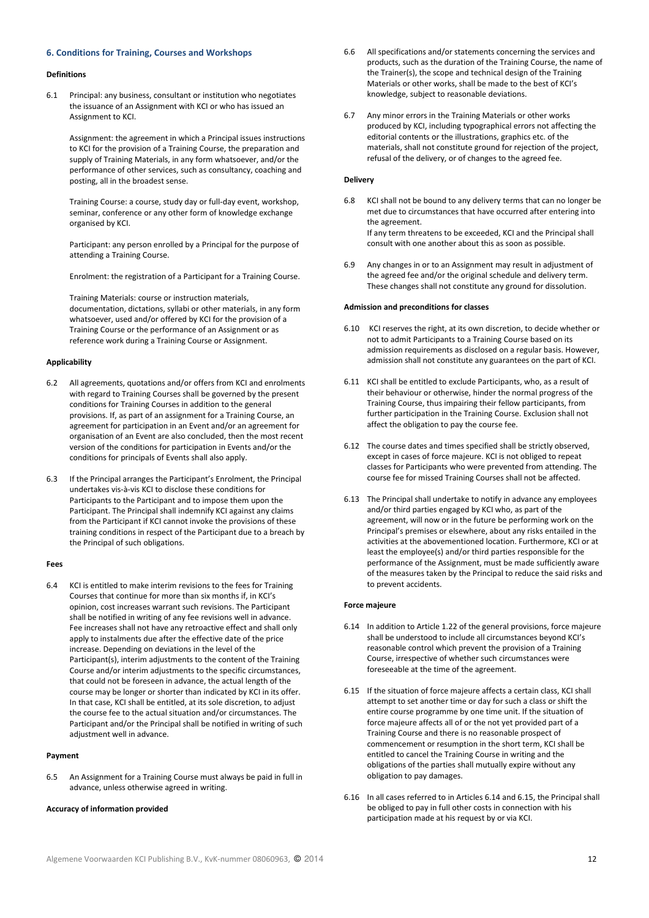## 6. Conditions for Training, Courses and Workshops

**Definitions**

6.1 Principal: any business, consultant or institution who negotiates the issuance of an Assignment with KCI or who has issued an Assignment to KCI.

Assignment: the agreement in which a Principal issues instructions to KCI for the provision of a Training Course, the preparation and supply of Training Materials, in any form whatsoever, and/or the performance of other services, such as consultancy, coaching and posting, all in the broadest sense.

Training Course: a course, study day or full-day event, workshop, seminar, conference or any other form of knowledge exchange organised by KCI.

Participant: any person enrolled by a Principal for the purpose of attending a Training Course.

Enrolment: the registration of a Participant for a Training Course.

Training Materials: course or instruction materials, documentation, dictations, syllabi or other materials, in any form whatsoever, used and/or offered by KCI for the provision of a Training Course or the performance of an Assignment or as reference work during a Training Course or Assignment.

**Applicability**

6.2 All agreements, quotations and/or offers from KCI and enrolments with regard to Training Courses shall be governed by the present conditions for Training Courses in addition to the general provisions. If, as part of an assignment for a Training Course, an agreement for participation in an Event and/or an agreement for organisation of an Event are also concluded, then the most recent version of the conditions for participation in Events and/or the conditions for principals of Events shall also apply.

6.3 If the Principal arranges the Participant's Enrolment, the Principal undertakes vis-à-vis KCI to disclose these conditions for Participants to the Participant and to impose them upon the Participant. The Principal shall indemnify KCI against any claims from the Participant if KCI cannot invoke the provisions of these training conditions in respect of the Participant due to a breach by the Principal of such obligations.

**Fees**

6.4 KCI is entitled to make interim revisions to the fees for Training Courses that continue for more than six months if, in KCI's opinion, cost increases warrant such revisions. The Participant shall be notified in writing of any fee revisions well in advance. Fee increases shall not have any retroactive effect and shall only apply to instalments due after the effective date of the price increase. Depending on deviations in the level of the Participant(s), interim adjustments to the content of the Training Course and/or interim adjustments to the specific circumstances, that could not be foreseen in advance, the actual length of the course may be longer or shorter than indicated by KCI in its offer. In that case, KCI shall be entitled, at its sole discretion, to adjust the course fee to the actual situation and/or circumstances. The Participant and/or the Principal shall be notified in writing of such adjustment well in advance.

**Payment**

6.5 An Assignment for a Training Course must always be paid in full in advance, unless otherwise agreed in writing.

**Accuracy of information provided**

6.6 All specifications and/or statements concerning the services and products, such as the duration of the Training Course, the name of the Trainer(s), the scope and technical design of the Training Materials or other works, shall be made to the best of KCI's knowledge, subject to reasonable deviations.

6.7 Any minor errors in the Training Materials or other works produced by KCI, including typographical errors not affecting the editorial contents or the illustrations, graphics etc. of the materials, shall not constitute ground for rejection of the project, refusal of the delivery, or of changes to the agreed fee.

**Delivery**

6.8 KCI shall not be bound to any delivery terms that can no longer be met due to circumstances that have occurred after entering into the agreement.
If any term threatens to be exceeded, KCI and the Principal shall consult with one another about this as soon as possible.

6.9 Any changes in or to an Assignment may result in adjustment of the agreed fee and/or the original schedule and delivery term. These changes shall not constitute any ground for dissolution.

**Admission and preconditions for classes**

6.10 KCI reserves the right, at its own discretion, to decide whether or not to admit Participants to a Training Course based on its admission requirements as disclosed on a regular basis. However, admission shall not constitute any guarantees on the part of KCI.

6.11 KCI shall be entitled to exclude Participants, who, as a result of their behaviour or otherwise, hinder the normal progress of the Training Course, thus impairing their fellow participants, from further participation in the Training Course. Exclusion shall not affect the obligation to pay the course fee.

6.12 The course dates and times specified shall be strictly observed, except in cases of force majeure. KCI is not obliged to repeat classes for Participants who were prevented from attending. The course fee for missed Training Courses shall not be affected.

6.13 The Principal shall undertake to notify in advance any employees and/or third parties engaged by KCI who, as part of the agreement, will now or in the future be performing work on the Principal's premises or elsewhere, about any risks entailed in the activities at the abovementioned location. Furthermore, KCI or at least the employee(s) and/or third parties responsible for the performance of the Assignment, must be made sufficiently aware of the measures taken by the Principal to reduce the said risks and to prevent accidents.

**Force majeure**

6.14 In addition to Article 1.22 of the general provisions, force majeure shall be understood to include all circumstances beyond KCI's reasonable control which prevent the provision of a Training Course, irrespective of whether such circumstances were foreseeable at the time of the agreement.

6.15 If the situation of force majeure affects a certain class, KCI shall attempt to set another time or day for such a class or shift the entire course programme by one time unit. If the situation of force majeure affects all of or the not yet provided part of a Training Course and there is no reasonable prospect of commencement or resumption in the short term, KCI shall be entitled to cancel the Training Course in writing and the obligations of the parties shall mutually expire without any obligation to pay damages.

6.16 In all cases referred to in Articles 6.14 and 6.15, the Principal shall be obliged to pay in full other costs in connection with his participation made at his request by or via KCI.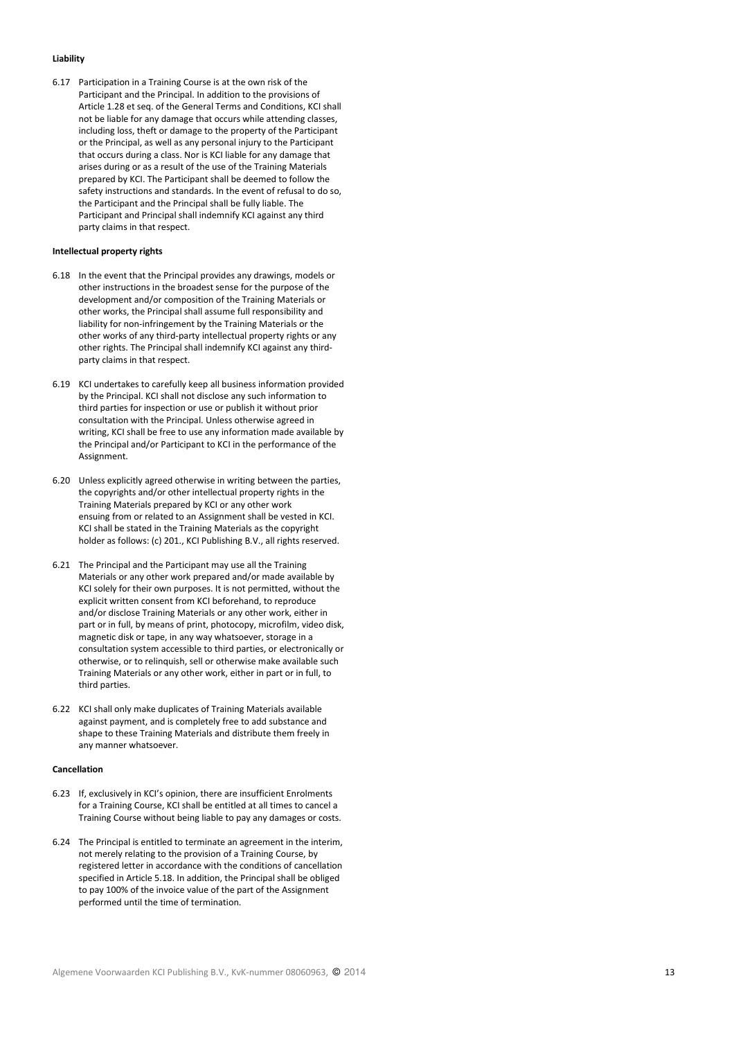**Liability**

6.17 Participation in a Training Course is at the own risk of the Participant and the Principal. In addition to the provisions of Article 1.28 et seq. of the General Terms and Conditions, KCI shall not be liable for any damage that occurs while attending classes, including loss, theft or damage to the property of the Participant or the Principal, as well as any personal injury to the Participant that occurs during a class. Nor is KCI liable for any damage that arises during or as a result of the use of the Training Materials prepared by KCI. The Participant shall be deemed to follow the safety instructions and standards. In the event of refusal to do so, the Participant and the Principal shall be fully liable. The Participant and Principal shall indemnify KCI against any third party claims in that respect.

**Intellectual property rights**

6.18 In the event that the Principal provides any drawings, models or other instructions in the broadest sense for the purpose of the development and/or composition of the Training Materials or other works, the Principal shall assume full responsibility and liability for non-infringement by the Training Materials or the other works of any third-party intellectual property rights or any other rights. The Principal shall indemnify KCI against any third-party claims in that respect.

6.19 KCI undertakes to carefully keep all business information provided by the Principal. KCI shall not disclose any such information to third parties for inspection or use or publish it without prior consultation with the Principal. Unless otherwise agreed in writing, KCI shall be free to use any information made available by the Principal and/or Participant to KCI in the performance of the Assignment.

6.20 Unless explicitly agreed otherwise in writing between the parties, the copyrights and/or other intellectual property rights in the Training Materials prepared by KCI or any other work ensuing from or related to an Assignment shall be vested in KCI. KCI shall be stated in the Training Materials as the copyright holder as follows: (c) 201., KCI Publishing B.V., all rights reserved.

6.21 The Principal and the Participant may use all the Training Materials or any other work prepared and/or made available by KCI solely for their own purposes. It is not permitted, without the explicit written consent from KCI beforehand, to reproduce and/or disclose Training Materials or any other work, either in part or in full, by means of print, photocopy, microfilm, video disk, magnetic disk or tape, in any way whatsoever, storage in a consultation system accessible to third parties, or electronically or otherwise, or to relinquish, sell or otherwise make available such Training Materials or any other work, either in part or in full, to third parties.

6.22 KCI shall only make duplicates of Training Materials available against payment, and is completely free to add substance and shape to these Training Materials and distribute them freely in any manner whatsoever.

**Cancellation**

6.23 If, exclusively in KCI's opinion, there are insufficient Enrolments for a Training Course, KCI shall be entitled at all times to cancel a Training Course without being liable to pay any damages or costs.

6.24 The Principal is entitled to terminate an agreement in the interim, not merely relating to the provision of a Training Course, by registered letter in accordance with the conditions of cancellation specified in Article 5.18. In addition, the Principal shall be obliged to pay 100% of the invoice value of the part of the Assignment performed until the time of termination.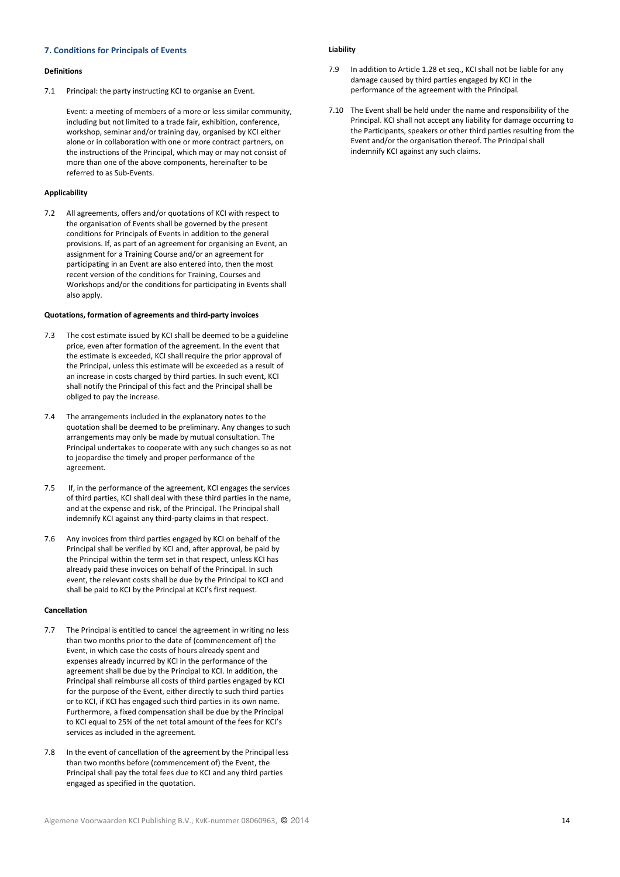## 7. Conditions for Principals of Events

**Definitions**

7.1 Principal: the party instructing KCI to organise an Event.

Event: a meeting of members of a more or less similar community, including but not limited to a trade fair, exhibition, conference, workshop, seminar and/or training day, organised by KCI either alone or in collaboration with one or more contract partners, on the instructions of the Principal, which may or may not consist of more than one of the above components, hereinafter to be referred to as Sub-Events.

**Applicability**

7.2 All agreements, offers and/or quotations of KCI with respect to the organisation of Events shall be governed by the present conditions for Principals of Events in addition to the general provisions. If, as part of an agreement for organising an Event, an assignment for a Training Course and/or an agreement for participating in an Event are also entered into, then the most recent version of the conditions for Training, Courses and Workshops and/or the conditions for participating in Events shall also apply.

**Quotations, formation of agreements and third-party invoices**

7.3 The cost estimate issued by KCI shall be deemed to be a guideline price, even after formation of the agreement. In the event that the estimate is exceeded, KCI shall require the prior approval of the Principal, unless this estimate will be exceeded as a result of an increase in costs charged by third parties. In such event, KCI shall notify the Principal of this fact and the Principal shall be obliged to pay the increase.

7.4 The arrangements included in the explanatory notes to the quotation shall be deemed to be preliminary. Any changes to such arrangements may only be made by mutual consultation. The Principal undertakes to cooperate with any such changes so as not to jeopardise the timely and proper performance of the agreement.

7.5 If, in the performance of the agreement, KCI engages the services of third parties, KCI shall deal with these third parties in the name, and at the expense and risk, of the Principal. The Principal shall indemnify KCI against any third-party claims in that respect.

7.6 Any invoices from third parties engaged by KCI on behalf of the Principal shall be verified by KCI and, after approval, be paid by the Principal within the term set in that respect, unless KCI has already paid these invoices on behalf of the Principal. In such event, the relevant costs shall be due by the Principal to KCI and shall be paid to KCI by the Principal at KCI's first request.

**Cancellation**

7.7 The Principal is entitled to cancel the agreement in writing no less than two months prior to the date of (commencement of) the Event, in which case the costs of hours already spent and expenses already incurred by KCI in the performance of the agreement shall be due by the Principal to KCI. In addition, the Principal shall reimburse all costs of third parties engaged by KCI for the purpose of the Event, either directly to such third parties or to KCI, if KCI has engaged such third parties in its own name. Furthermore, a fixed compensation shall be due by the Principal to KCI equal to 25% of the net total amount of the fees for KCI's services as included in the agreement.

7.8 In the event of cancellation of the agreement by the Principal less than two months before (commencement of) the Event, the Principal shall pay the total fees due to KCI and any third parties engaged as specified in the quotation.

**Liability**

7.9 In addition to Article 1.28 et seq., KCI shall not be liable for any damage caused by third parties engaged by KCI in the performance of the agreement with the Principal.

7.10 The Event shall be held under the name and responsibility of the Principal. KCI shall not accept any liability for damage occurring to the Participants, speakers or other third parties resulting from the Event and/or the organisation thereof. The Principal shall indemnify KCI against any such claims.